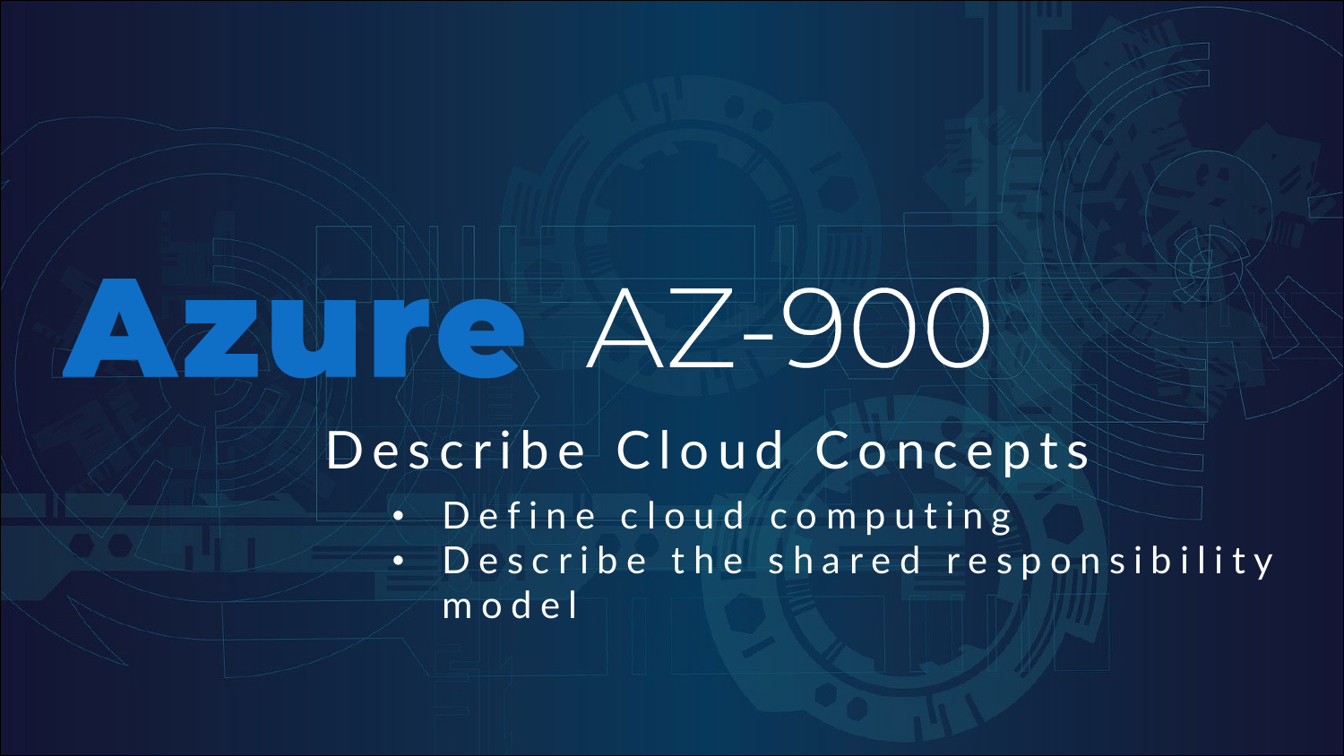# Azure AZ-900

## Describe Cloud Concepts

- Define cloud computing
- Describe the shared responsibility model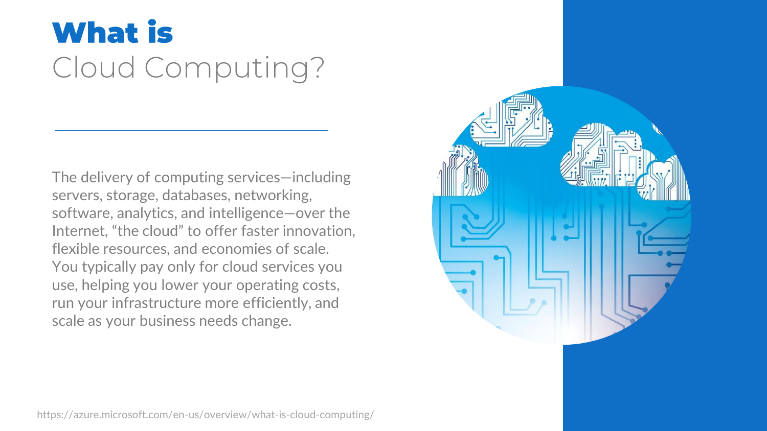# **What is** Cloud Computing?

The delivery of computing services—including servers, storage, databases, networking, software, analytics, and intelligence—over the Internet, "the cloud" to offer faster innovation, flexible resources, and economies of scale. You typically pay only for cloud services you use, helping you lower your operating costs, run your infrastructure more efficiently, and scale as your business needs change.

https://azure.microsoft.com/en-us/overview/what-is-cloud-computing/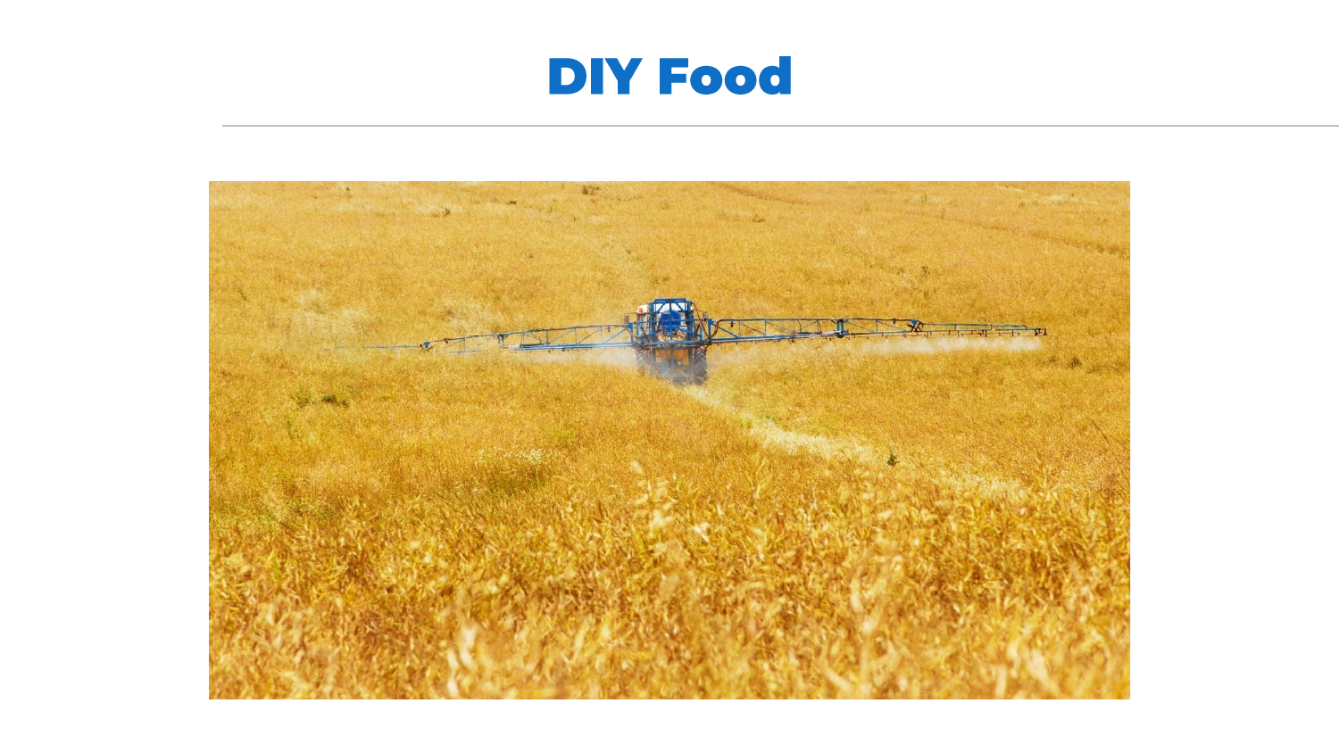# DIY Food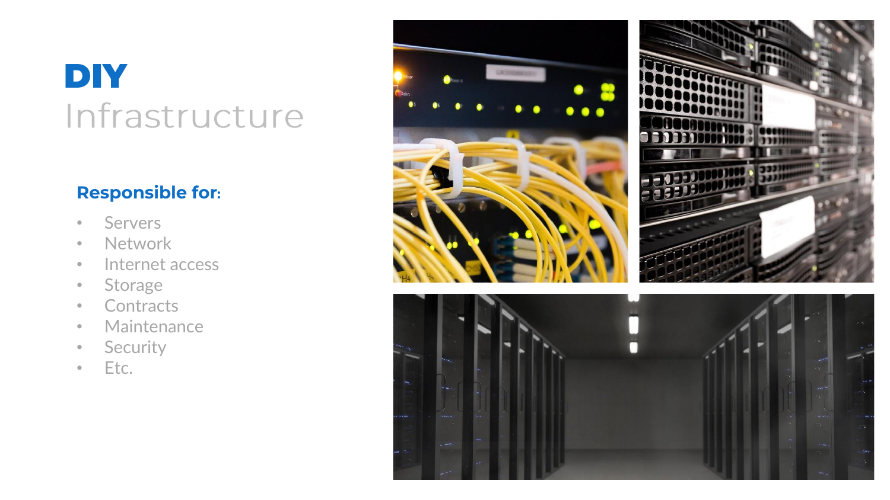# DIY
## Infrastructure

**Responsible for:**

- Servers
- Network
- Internet access
- Storage
- Contracts
- Maintenance
- Security
- Etc.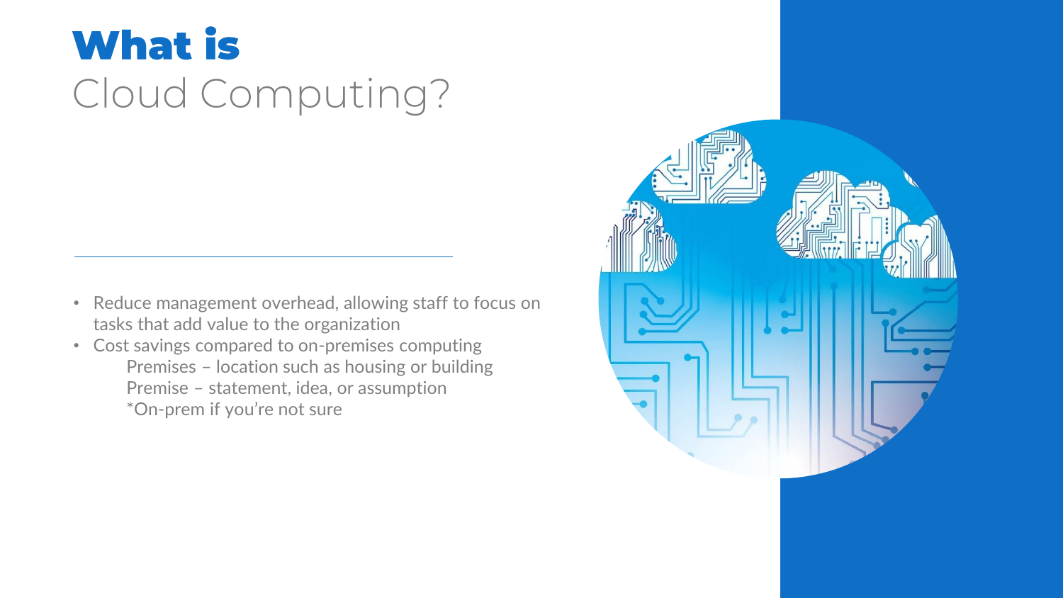# **What is** Cloud Computing?

- Reduce management overhead, allowing staff to focus on tasks that add value to the organization
- Cost savings compared to on-premises computing
    - Premises – location such as housing or building
    - Premise – statement, idea, or assumption
    - *On-prem if you're not sure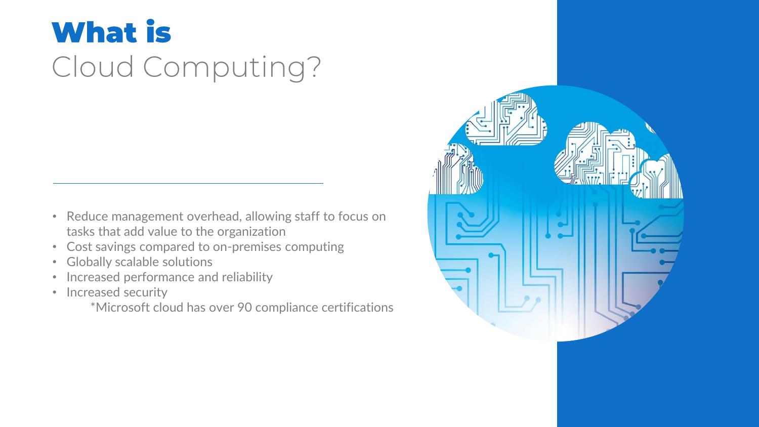# What is Cloud Computing?

- Reduce management overhead, allowing staff to focus on tasks that add value to the organization
- Cost savings compared to on-premises computing
- Globally scalable solutions
- Increased performance and reliability
- Increased security

  *Microsoft cloud has over 90 compliance certifications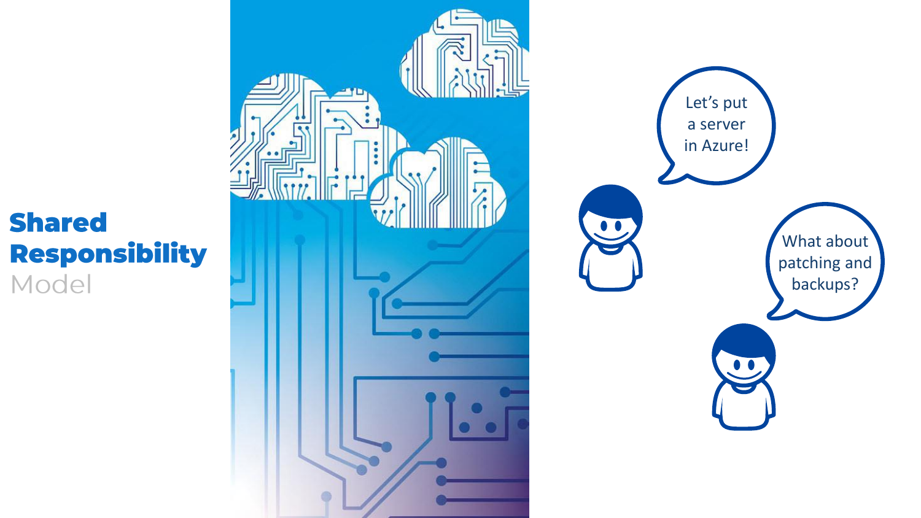# Shared Responsibility Model

Let's put a server in Azure!

What about patching and backups?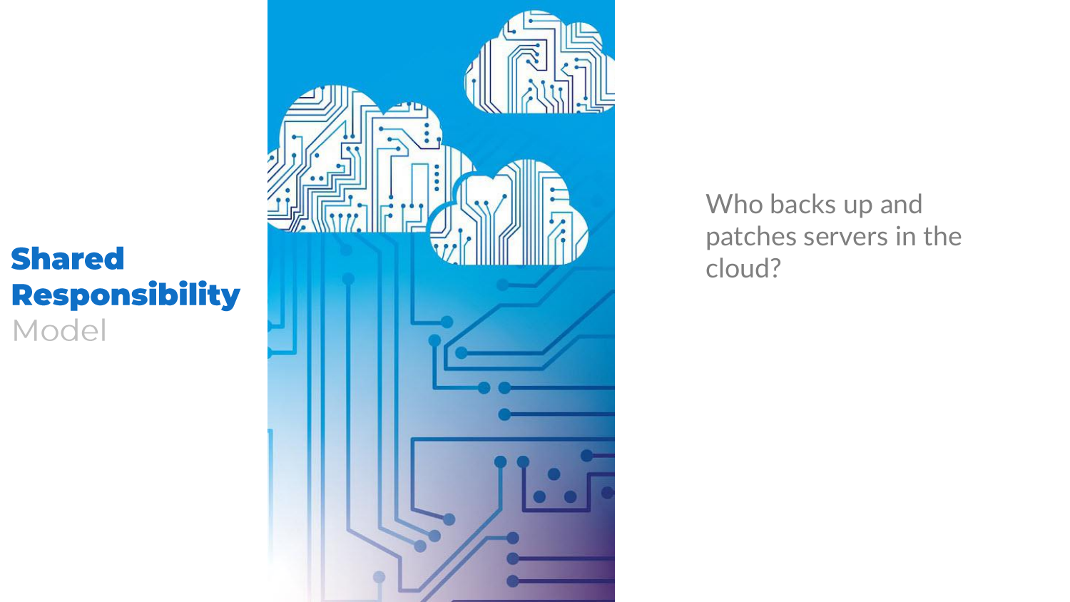# **Shared Responsibility** Model

Who backs up and patches servers in the cloud?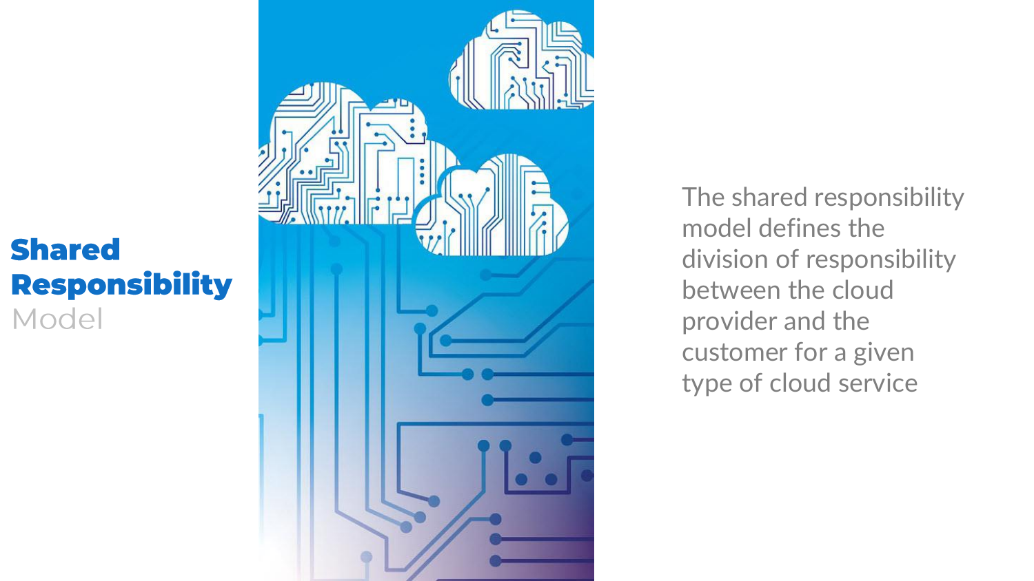# **Shared Responsibility** Model

The shared responsibility model defines the division of responsibility between the cloud provider and the customer for a given type of cloud service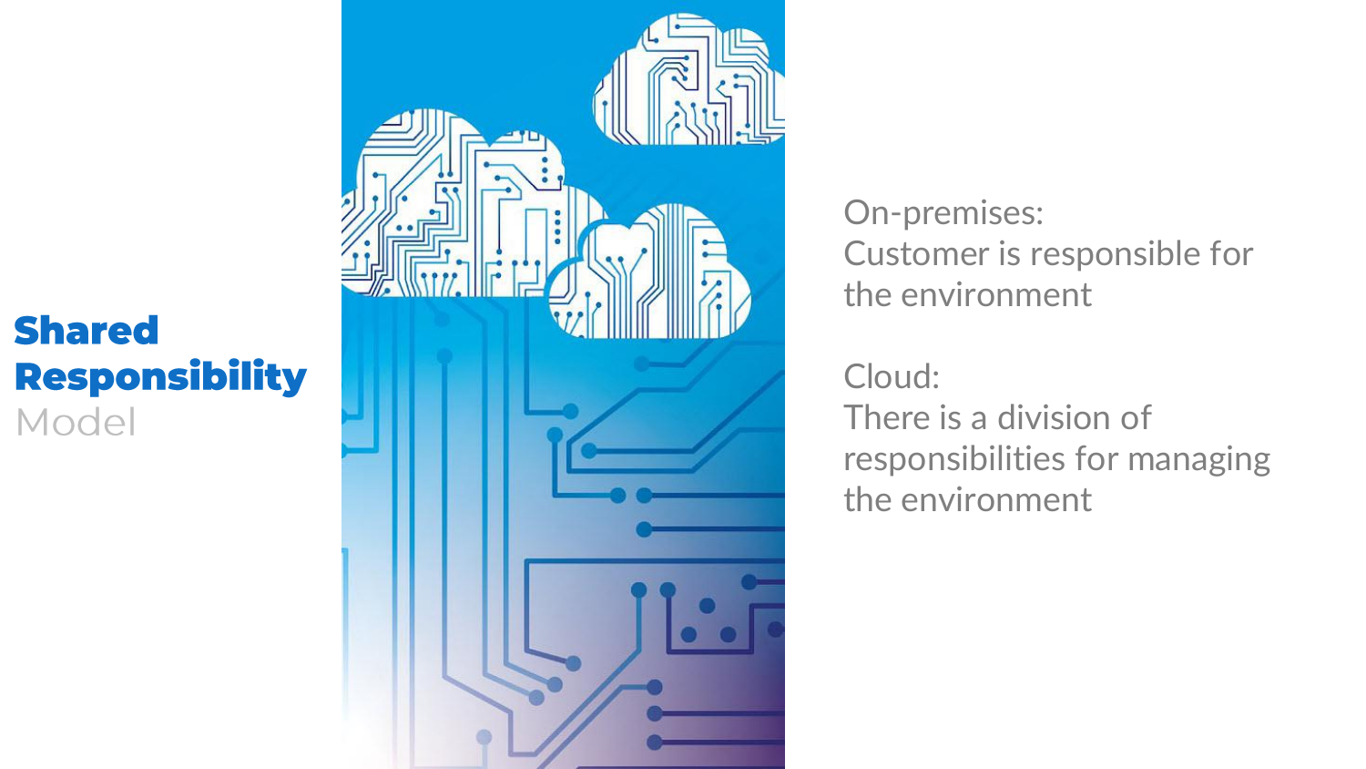# **Shared Responsibility** Model

On-premises:
Customer is responsible for the environment

Cloud:
There is a division of responsibilities for managing the environment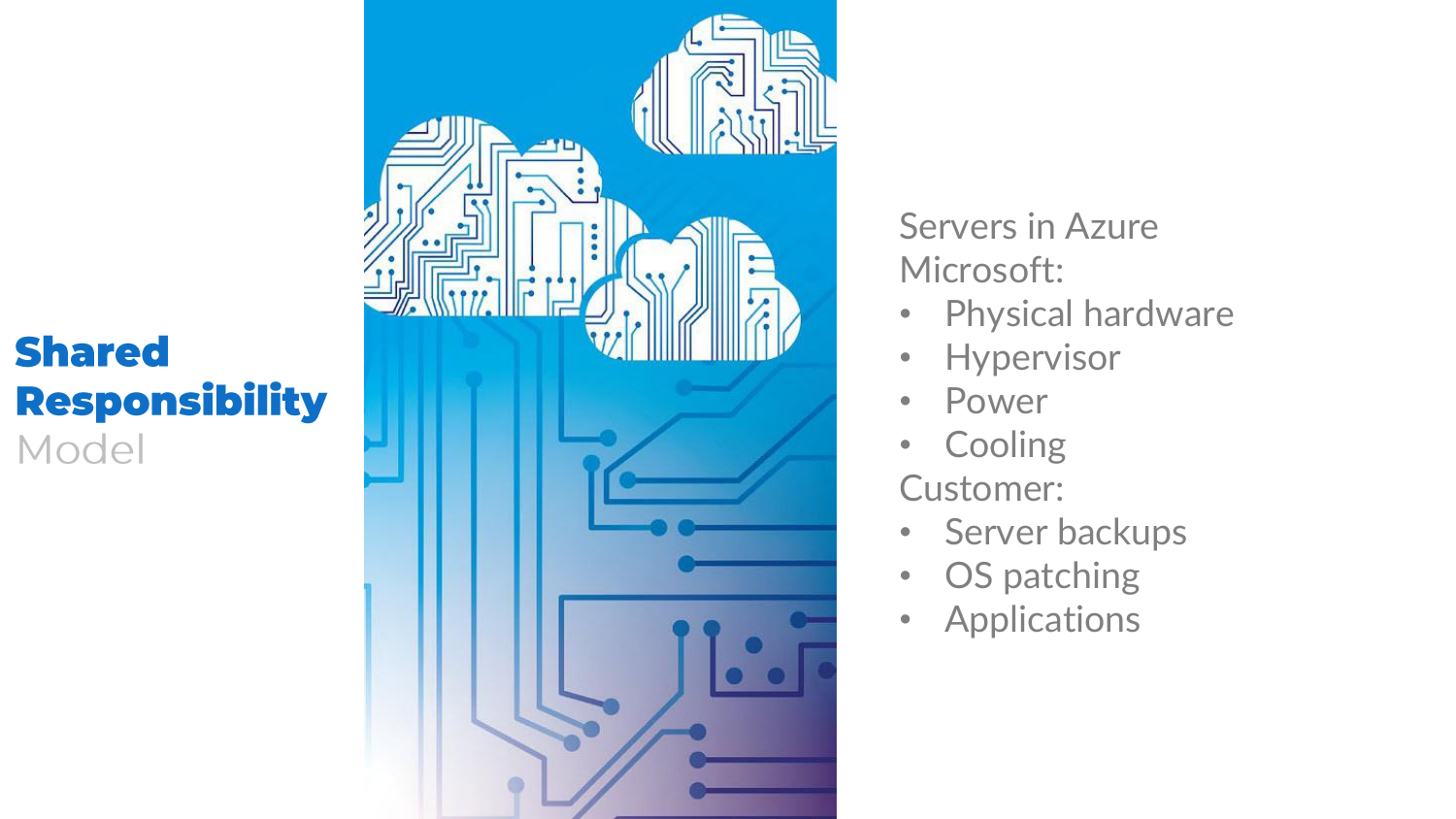# Shared Responsibility Model

Servers in Azure

Microsoft:

- Physical hardware
- Hypervisor
- Power
- Cooling

Customer:

- Server backups
- OS patching
- Applications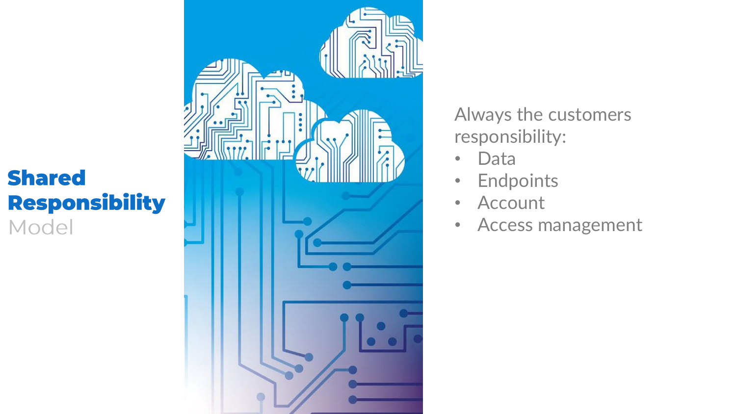# **Shared Responsibility** Model

Always the customers responsibility:

- Data
- Endpoints
- Account
- Access management